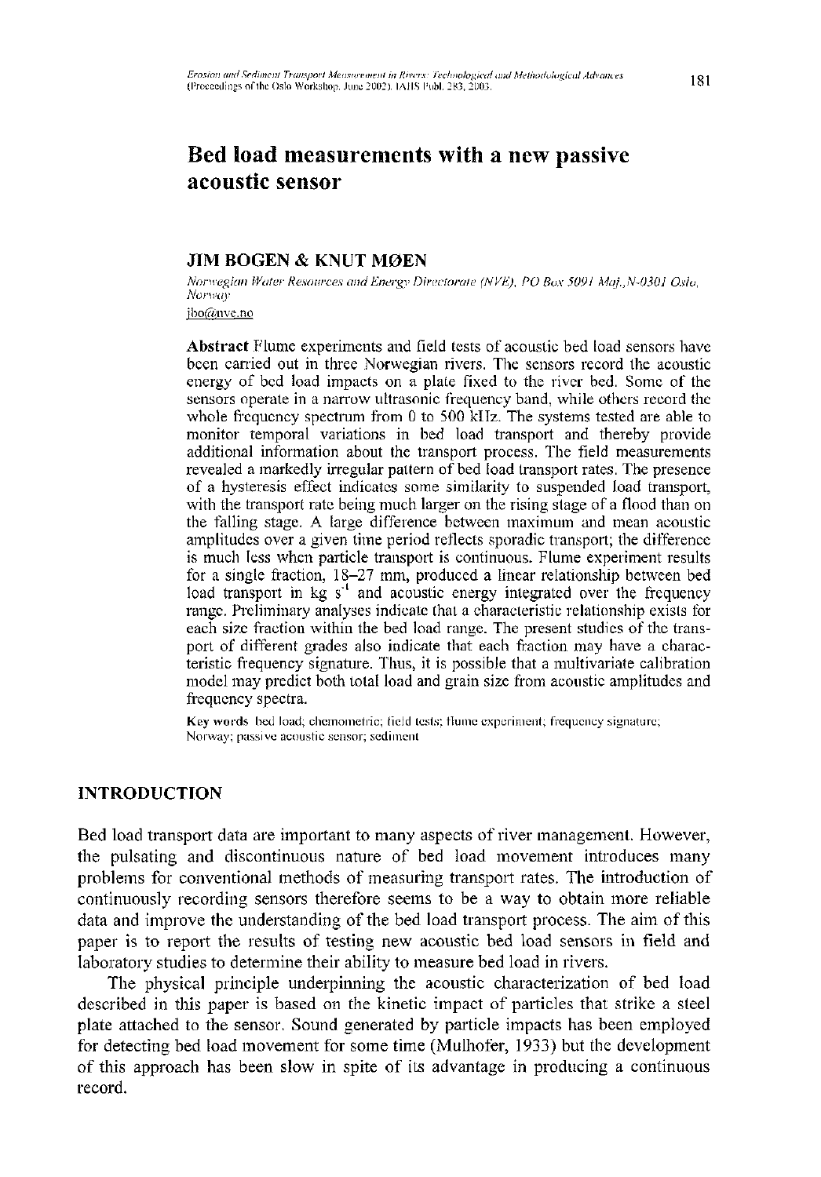# Bed load measurements with a new passive acoustic sensor

**JIM BOGEN & KNUT MØEN**

*Norwegian Water Resources and Energy Directorate (NVE), PO Box 5091 Maj.,N-0301 Oslo, Norway*

jbo@nve.no

**Abstract** Flume experiments and field tests of acoustic bed load sensors have been carried out in three Norwegian rivers. The sensors record the acoustic energy of bed load impacts on a plate fixed to the river bed. Some of the sensors operate in a narrow ultrasonic frequency band, while others record the whole frequency spectrum from 0 to 500 kHz. The systems tested are able to monitor temporal variations in bed load transport and thereby provide additional information about the transport process. The field measurements revealed a markedly irregular pattern of bed load transport rates. The presence of a hysteresis effect indicates some similarity to suspended load transport, with the transport rate being much larger on the rising stage of a flood than on the falling stage. A large difference between maximum and mean acoustic amplitudes over a given time period reflects sporadic transport; the difference is much less when particle transport is continuous. Flume experiment results for a single fraction, 18–27 mm, produced a linear relationship between bed load transport in kg $s^{-1}$ and acoustic energy integrated over the frequency range. Preliminary analyses indicate that a characteristic relationship exists for each size fraction within the bed load range. The present studies of the transport of different grades also indicate that each fraction may have a characteristic frequency signature. Thus, it is possible that a multivariate calibration model may predict both total load and grain size from acoustic amplitudes and frequency spectra.

**Key words** bed load; chemometric; field tests; flume experiment; frequency signature; Norway; passive acoustic sensor; sediment

## INTRODUCTION

Bed load transport data are important to many aspects of river management. However, the pulsating and discontinuous nature of bed load movement introduces many problems for conventional methods of measuring transport rates. The introduction of continuously recording sensors therefore seems to be a way to obtain more reliable data and improve the understanding of the bed load transport process. The aim of this paper is to report the results of testing new acoustic bed load sensors in field and laboratory studies to determine their ability to measure bed load in rivers.

The physical principle underpinning the acoustic characterization of bed load described in this paper is based on the kinetic impact of particles that strike a steel plate attached to the sensor. Sound generated by particle impacts has been employed for detecting bed load movement for some time (Mulhofer, 1933) but the development of this approach has been slow in spite of its advantage in producing a continuous record.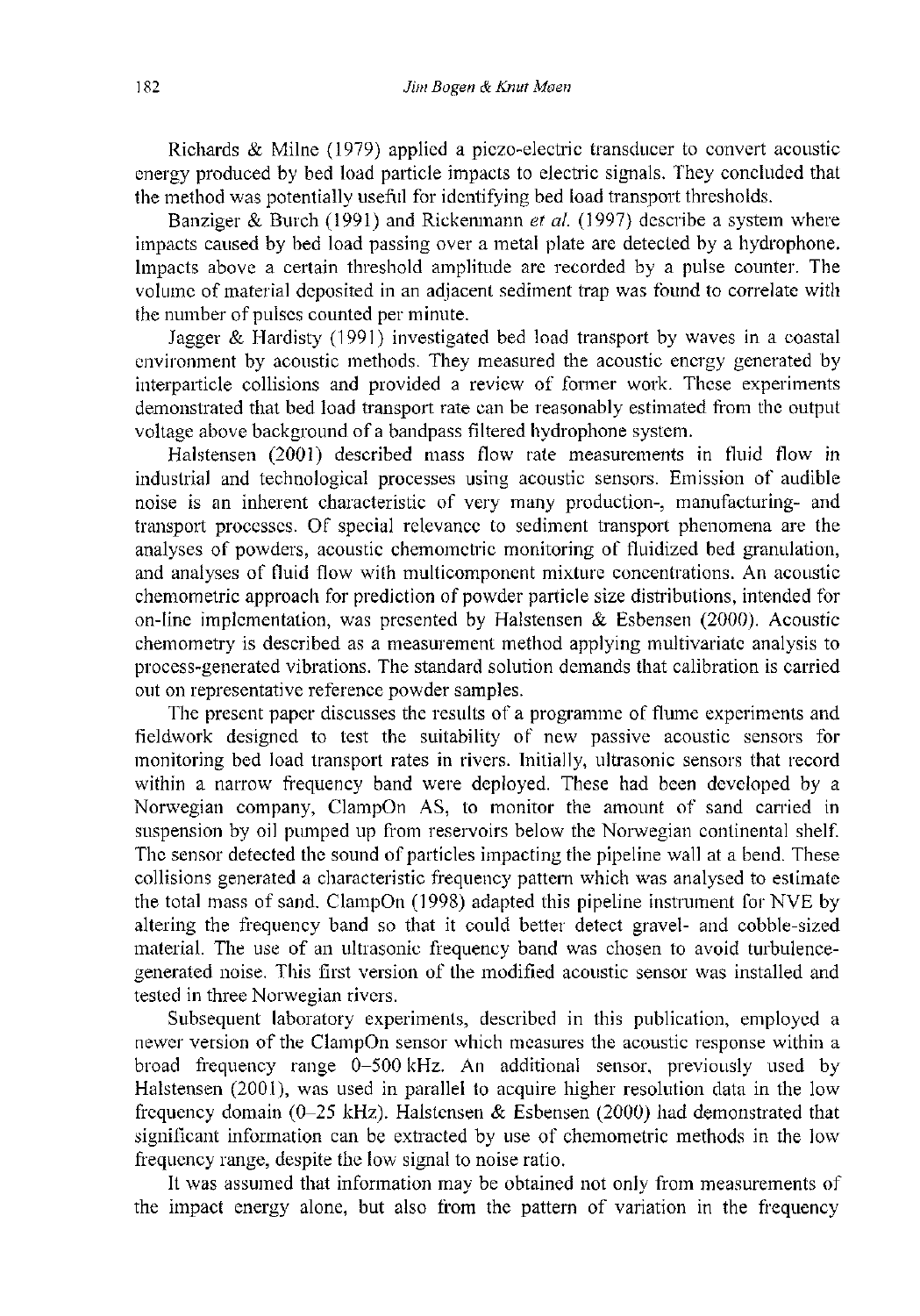Richards & Milne (1979) applied a piezo-electric transducer to convert acoustic energy produced by bed load particle impacts to electric signals. They concluded that the method was potentially useful for identifying bed load transport thresholds.

Banziger & Burch (1991) and Rickenmann *et al.* (1997) describe a system where impacts caused by bed load passing over a metal plate are detected by a hydrophone. Impacts above a certain threshold amplitude are recorded by a pulse counter. The volume of material deposited in an adjacent sediment trap was found to correlate with the number of pulses counted per minute.

Jagger & Hardisty (1991) investigated bed load transport by waves in a coastal environment by acoustic methods. They measured the acoustic energy generated by interparticle collisions and provided a review of former work. These experiments demonstrated that bed load transport rate can be reasonably estimated from the output voltage above background of a bandpass filtered hydrophone system.

Halstensen (2001) described mass flow rate measurements in fluid flow in industrial and technological processes using acoustic sensors. Emission of audible noise is an inherent characteristic of very many production-, manufacturing- and transport processes. Of special relevance to sediment transport phenomena are the analyses of powders, acoustic chemometric monitoring of fluidized bed granulation, and analyses of fluid flow with multicomponent mixture concentrations. An acoustic chemometric approach for prediction of powder particle size distributions, intended for on-line implementation, was presented by Halstensen & Esbensen (2000). Acoustic chemometry is described as a measurement method applying multivariate analysis to process-generated vibrations. The standard solution demands that calibration is carried out on representative reference powder samples.

The present paper discusses the results of a programme of flume experiments and fieldwork designed to test the suitability of new passive acoustic sensors for monitoring bed load transport rates in rivers. Initially, ultrasonic sensors that record within a narrow frequency band were deployed. These had been developed by a Norwegian company, ClampOn AS, to monitor the amount of sand carried in suspension by oil pumped up from reservoirs below the Norwegian continental shelf. The sensor detected the sound of particles impacting the pipeline wall at a bend. These collisions generated a characteristic frequency pattern which was analysed to estimate the total mass of sand. ClampOn (1998) adapted this pipeline instrument for NVE by altering the frequency band so that it could better detect gravel- and cobble-sized material. The use of an ultrasonic frequency band was chosen to avoid turbulence-generated noise. This first version of the modified acoustic sensor was installed and tested in three Norwegian rivers.

Subsequent laboratory experiments, described in this publication, employed a newer version of the ClampOn sensor which measures the acoustic response within a broad frequency range 0–500 kHz. An additional sensor, previously used by Halstensen (2001), was used in parallel to acquire higher resolution data in the low frequency domain (0–25 kHz). Halstensen & Esbensen (2000) had demonstrated that significant information can be extracted by use of chemometric methods in the low frequency range, despite the low signal to noise ratio.

It was assumed that information may be obtained not only from measurements of the impact energy alone, but also from the pattern of variation in the frequency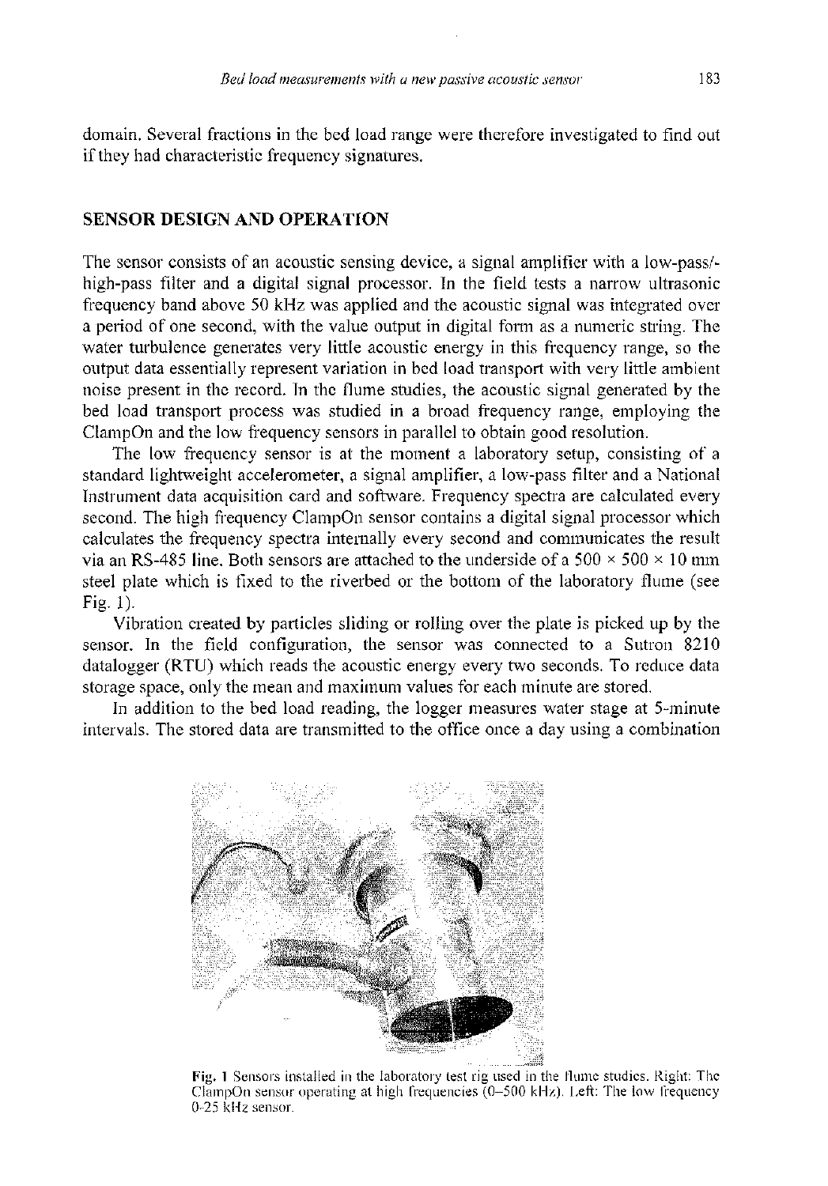domain. Several fractions in the bed load range were therefore investigated to find out if they had characteristic frequency signatures.

## SENSOR DESIGN AND OPERATION

The sensor consists of an acoustic sensing device, a signal amplifier with a low-pass/-high-pass filter and a digital signal processor. In the field tests a narrow ultrasonic frequency band above 50 kHz was applied and the acoustic signal was integrated over a period of one second, with the value output in digital form as a numeric string. The water turbulence generates very little acoustic energy in this frequency range, so the output data essentially represent variation in bed load transport with very little ambient noise present in the record. In the flume studies, the acoustic signal generated by the bed load transport process was studied in a broad frequency range, employing the ClampOn and the low frequency sensors in parallel to obtain good resolution.

The low frequency sensor is at the moment a laboratory setup, consisting of a standard lightweight accelerometer, a signal amplifier, a low-pass filter and a National Instrument data acquisition card and software. Frequency spectra are calculated every second. The high frequency ClampOn sensor contains a digital signal processor which calculates the frequency spectra internally every second and communicates the result via an RS-485 line. Both sensors are attached to the underside of a $500 \times 500 \times 10$ mm steel plate which is fixed to the riverbed or the bottom of the laboratory flume (see Fig. 1).

Vibration created by particles sliding or rolling over the plate is picked up by the sensor. In the field configuration, the sensor was connected to a Sutron 8210 datalogger (RTU) which reads the acoustic energy every two seconds. To reduce data storage space, only the mean and maximum values for each minute are stored.

In addition to the bed load reading, the logger measures water stage at 5-minute intervals. The stored data are transmitted to the office once a day using a combination

**Fig. 1** Sensors installed in the laboratory test rig used in the flume studies. Right: The ClampOn sensor operating at high frequencies (0–500 kHz). Left: The low frequency 0-25 kHz sensor.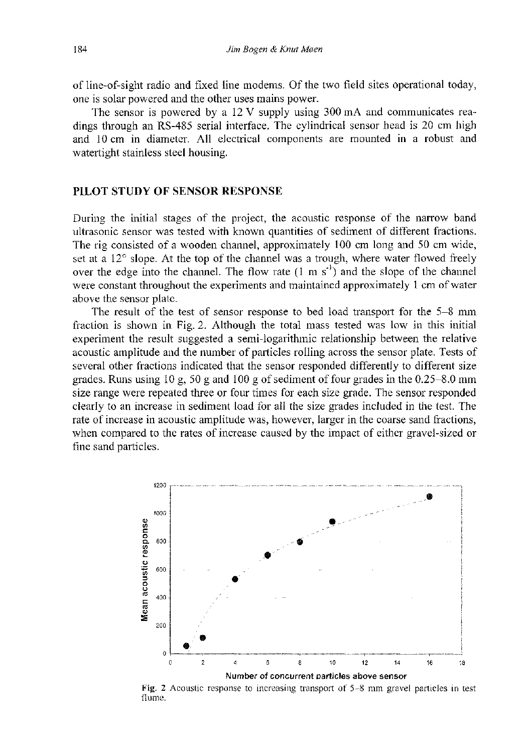of line-of-sight radio and fixed line modems. Of the two field sites operational today, one is solar powered and the other uses mains power.

The sensor is powered by a 12 V supply using 300 mA and communicates readings through an RS-485 serial interface. The cylindrical sensor head is 20 cm high and 10 cm in diameter. All electrical components are mounted in a robust and watertight stainless steel housing.

## PILOT STUDY OF SENSOR RESPONSE

During the initial stages of the project, the acoustic response of the narrow band ultrasonic sensor was tested with known quantities of sediment of different fractions. The rig consisted of a wooden channel, approximately 100 cm long and 50 cm wide, set at a 12° slope. At the top of the channel was a trough, where water flowed freely over the edge into the channel. The flow rate (1 m $s^{-1}$) and the slope of the channel were constant throughout the experiments and maintained approximately 1 cm of water above the sensor plate.

The result of the test of sensor response to bed load transport for the 5–8 mm fraction is shown in Fig. 2. Although the total mass tested was low in this initial experiment the result suggested a semi-logarithmic relationship between the relative acoustic amplitude and the number of particles rolling across the sensor plate. Tests of several other fractions indicated that the sensor responded differently to different size grades. Runs using 10 g, 50 g and 100 g of sediment of four grades in the 0.25–8.0 mm size range were repeated three or four times for each size grade. The sensor responded clearly to an increase in sediment load for all the size grades included in the test. The rate of increase in acoustic amplitude was, however, larger in the coarse sand fractions, when compared to the rates of increase caused by the impact of either gravel-sized or fine sand particles.

Fig. 2 Acoustic response to increasing transport of 5–8 mm gravel particles in test flume.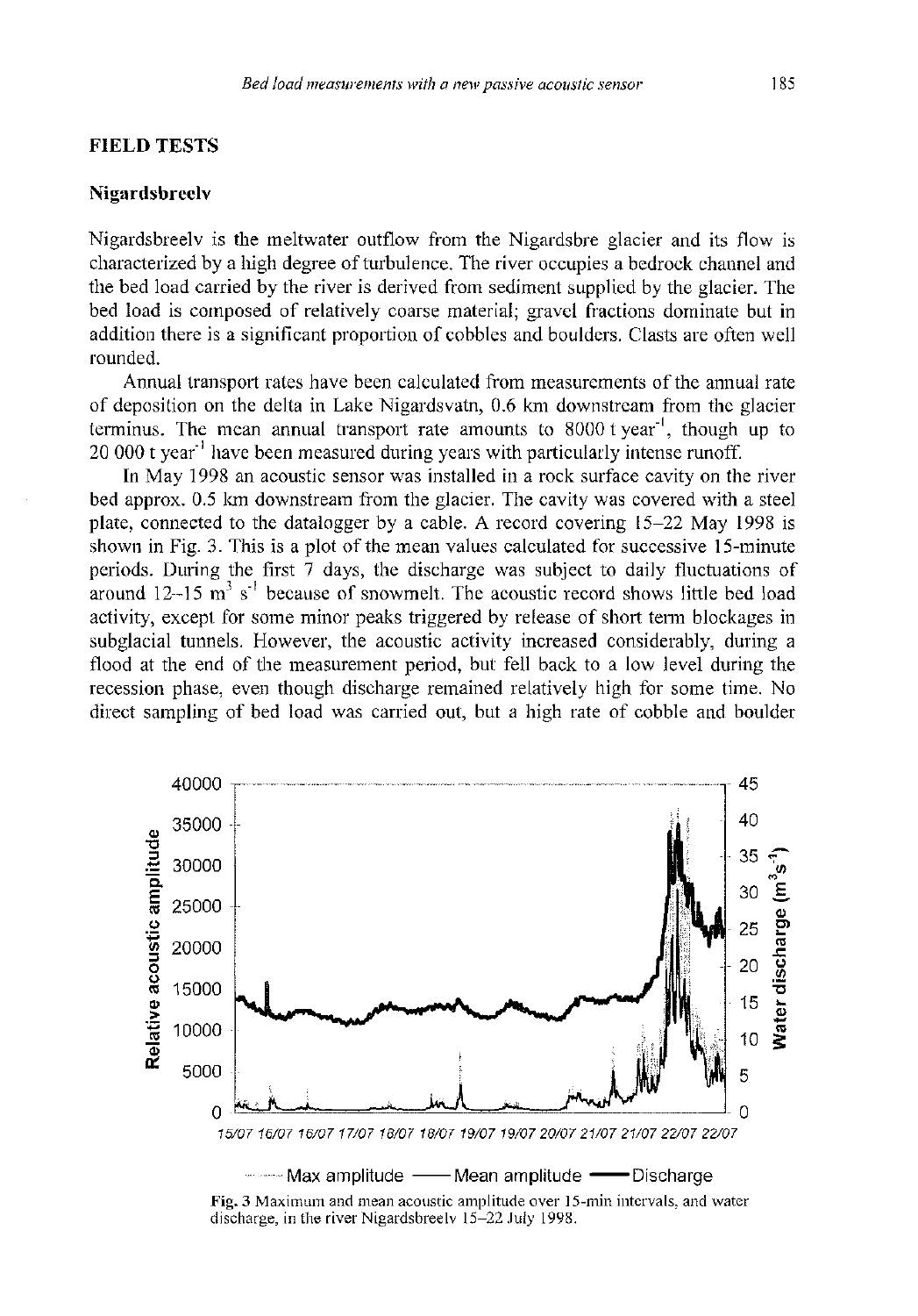## FIELD TESTS

### Nigardsbreelv

Nigardsbreelv is the meltwater outflow from the Nigardsbre glacier and its flow is characterized by a high degree of turbulence. The river occupies a bedrock channel and the bed load carried by the river is derived from sediment supplied by the glacier. The bed load is composed of relatively coarse material; gravel fractions dominate but in addition there is a significant proportion of cobbles and boulders. Clasts are often well rounded.

Annual transport rates have been calculated from measurements of the annual rate of deposition on the delta in Lake Nigardsvatn, 0.6 km downstream from the glacier terminus. The mean annual transport rate amounts to 8000 t year$^{-1}$, though up to 20 000 t year$^{-1}$ have been measured during years with particularly intense runoff.

In May 1998 an acoustic sensor was installed in a rock surface cavity on the river bed approx. 0.5 km downstream from the glacier. The cavity was covered with a steel plate, connected to the datalogger by a cable. A record covering 15–22 May 1998 is shown in Fig. 3. This is a plot of the mean values calculated for successive 15-minute periods. During the first 7 days, the discharge was subject to daily fluctuations of around 12–15 m$^3$ s$^{-1}$ because of snowmelt. The acoustic record shows little bed load activity, except for some minor peaks triggered by release of short term blockages in subglacial tunnels. However, the acoustic activity increased considerably, during a flood at the end of the measurement period, but fell back to a low level during the recession phase, even though discharge remained relatively high for some time. No direct sampling of bed load was carried out, but a high rate of cobble and boulder

**Fig. 3** Maximum and mean acoustic amplitude over 15-min intervals, and water discharge, in the river Nigardsbreelv 15–22 July 1998.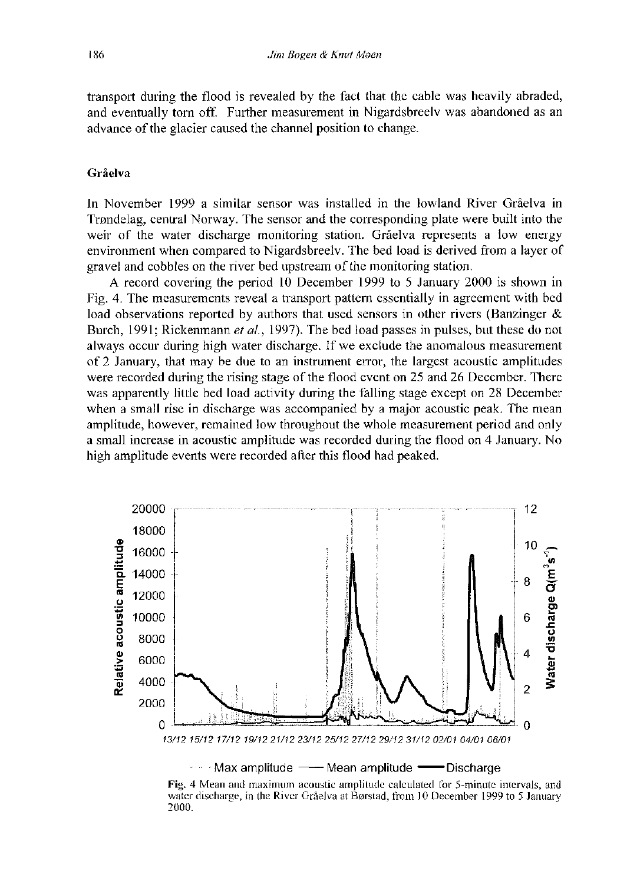transport during the flood is revealed by the fact that the cable was heavily abraded, and eventually torn off. Further measurement in Nigardsbreelv was abandoned as an advance of the glacier caused the channel position to change.

### Gråelva

In November 1999 a similar sensor was installed in the lowland River Gråelva in Trøndelag, central Norway. The sensor and the corresponding plate were built into the weir of the water discharge monitoring station. Gråelva represents a low energy environment when compared to Nigardsbreelv. The bed load is derived from a layer of gravel and cobbles on the river bed upstream of the monitoring station.

A record covering the period 10 December 1999 to 5 January 2000 is shown in Fig. 4. The measurements reveal a transport pattern essentially in agreement with bed load observations reported by authors that used sensors in other rivers (Banzinger & Burch, 1991; Rickenmann *et al.*, 1997). The bed load passes in pulses, but these do not always occur during high water discharge. If we exclude the anomalous measurement of 2 January, that may be due to an instrument error, the largest acoustic amplitudes were recorded during the rising stage of the flood event on 25 and 26 December. There was apparently little bed load activity during the falling stage except on 28 December when a small rise in discharge was accompanied by a major acoustic peak. The mean amplitude, however, remained low throughout the whole measurement period and only a small increase in acoustic amplitude was recorded during the flood on 4 January. No high amplitude events were recorded after this flood had peaked.

**Fig. 4** Mean and maximum acoustic amplitude calculated for 5-minute intervals, and water discharge, in the River Gråelva at Børstad, from 10 December 1999 to 5 January 2000.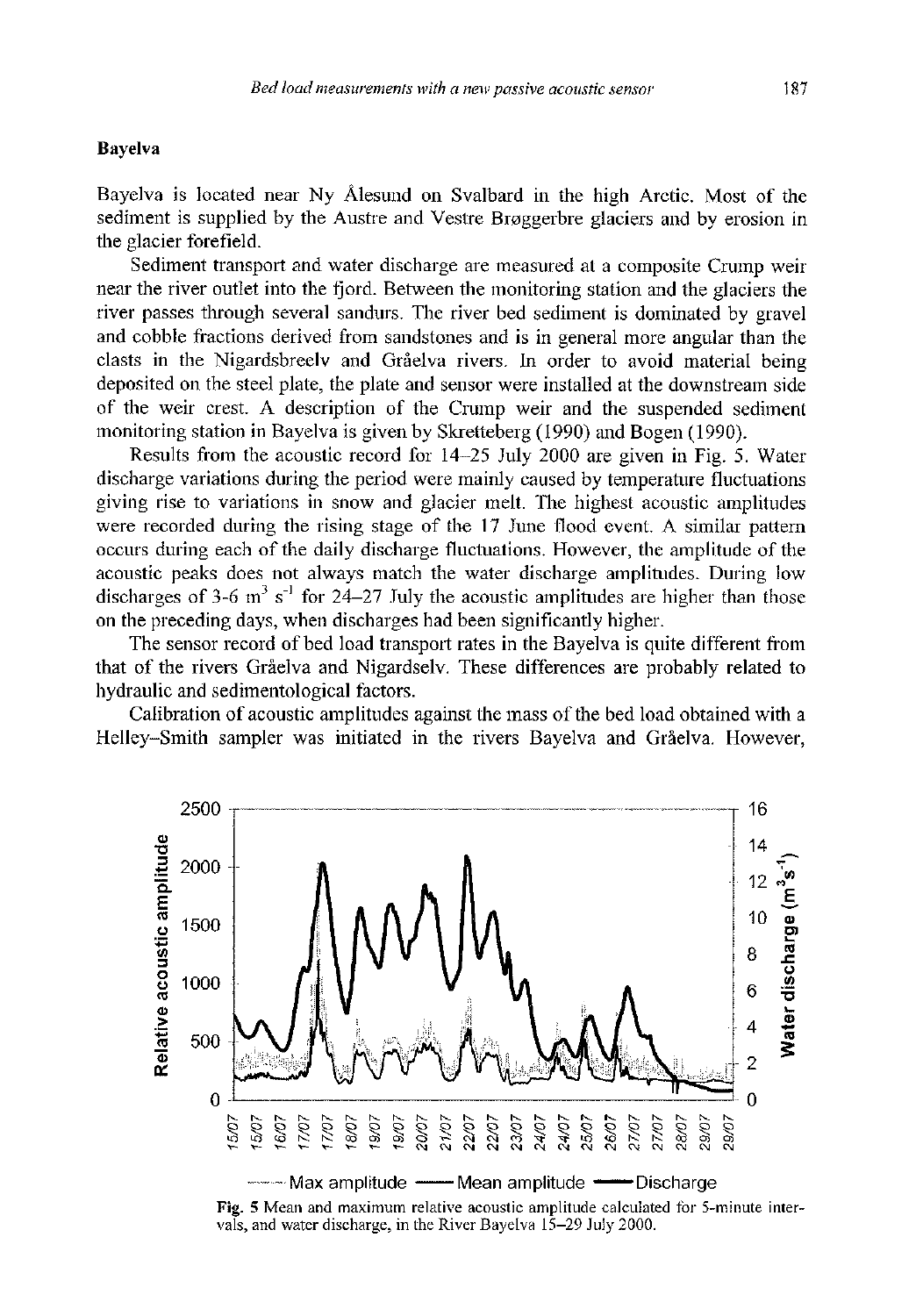## Bayelva

Bayelva is located near Ny Ålesund on Svalbard in the high Arctic. Most of the sediment is supplied by the Austre and Vestre Brøggerbre glaciers and by erosion in the glacier forefield.

Sediment transport and water discharge are measured at a composite Crump weir near the river outlet into the fjord. Between the monitoring station and the glaciers the river passes through several sandurs. The river bed sediment is dominated by gravel and cobble fractions derived from sandstones and is in general more angular than the clasts in the Nigardsbreelv and Gråelva rivers. In order to avoid material being deposited on the steel plate, the plate and sensor were installed at the downstream side of the weir crest. A description of the Crump weir and the suspended sediment monitoring station in Bayelva is given by Skretteberg (1990) and Bogen (1990).

Results from the acoustic record for 14–25 July 2000 are given in Fig. 5. Water discharge variations during the period were mainly caused by temperature fluctuations giving rise to variations in snow and glacier melt. The highest acoustic amplitudes were recorded during the rising stage of the 17 June flood event. A similar pattern occurs during each of the daily discharge fluctuations. However, the amplitude of the acoustic peaks does not always match the water discharge amplitudes. During low discharges of 3-6 $m^3 s^{-1}$ for 24–27 July the acoustic amplitudes are higher than those on the preceding days, when discharges had been significantly higher.

The sensor record of bed load transport rates in the Bayelva is quite different from that of the rivers Gråelva and Nigardselv. These differences are probably related to hydraulic and sedimentological factors.

Calibration of acoustic amplitudes against the mass of the bed load obtained with a Helley–Smith sampler was initiated in the rivers Bayelva and Gråelva. However,

**Fig. 5** Mean and maximum relative acoustic amplitude calculated for 5-minute intervals, and water discharge, in the River Bayelva 15–29 July 2000.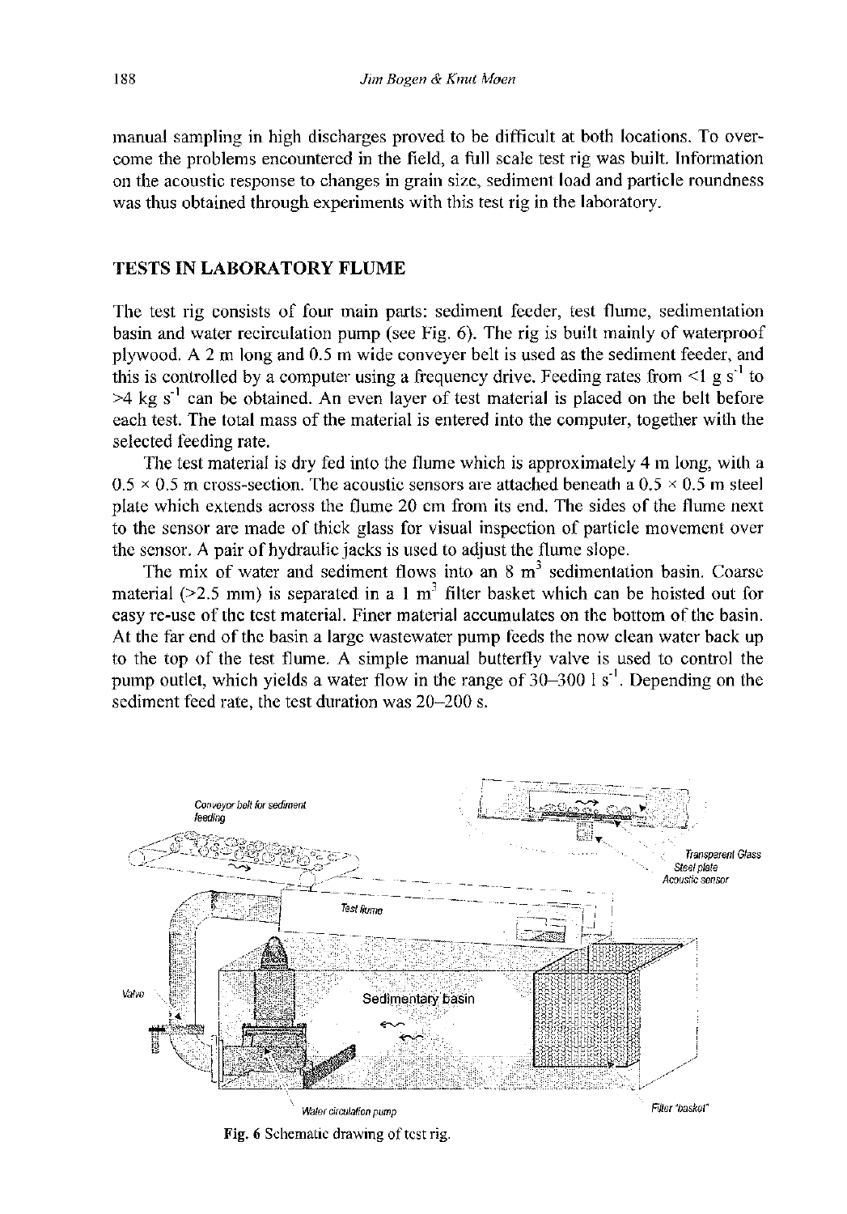manual sampling in high discharges proved to be difficult at both locations. To overcome the problems encountered in the field, a full scale test rig was built. Information on the acoustic response to changes in grain size, sediment load and particle roundness was thus obtained through experiments with this test rig in the laboratory.

## TESTS IN LABORATORY FLUME

The test rig consists of four main parts: sediment feeder, test flume, sedimentation basin and water recirculation pump (see Fig. 6). The rig is built mainly of waterproof plywood. A 2 m long and 0.5 m wide conveyer belt is used as the sediment feeder, and this is controlled by a computer using a frequency drive. Feeding rates from <1 g $s^{-1}$ to >4 kg $s^{-1}$ can be obtained. An even layer of test material is placed on the belt before each test. The total mass of the material is entered into the computer, together with the selected feeding rate.

The test material is dry fed into the flume which is approximately 4 m long, with a 0.5 × 0.5 m cross-section. The acoustic sensors are attached beneath a 0.5 × 0.5 m steel plate which extends across the flume 20 cm from its end. The sides of the flume next to the sensor are made of thick glass for visual inspection of particle movement over the sensor. A pair of hydraulic jacks is used to adjust the flume slope.

The mix of water and sediment flows into an 8 $m^3$ sedimentation basin. Coarse material (>2.5 mm) is separated in a 1 $m^3$ filter basket which can be hoisted out for easy re-use of the test material. Finer material accumulates on the bottom of the basin. At the far end of the basin a large wastewater pump feeds the now clean water back up to the top of the test flume. A simple manual butterfly valve is used to control the pump outlet, which yields a water flow in the range of 30–300 l $s^{-1}$. Depending on the sediment feed rate, the test duration was 20–200 s.

**Fig. 6** Schematic drawing of test rig.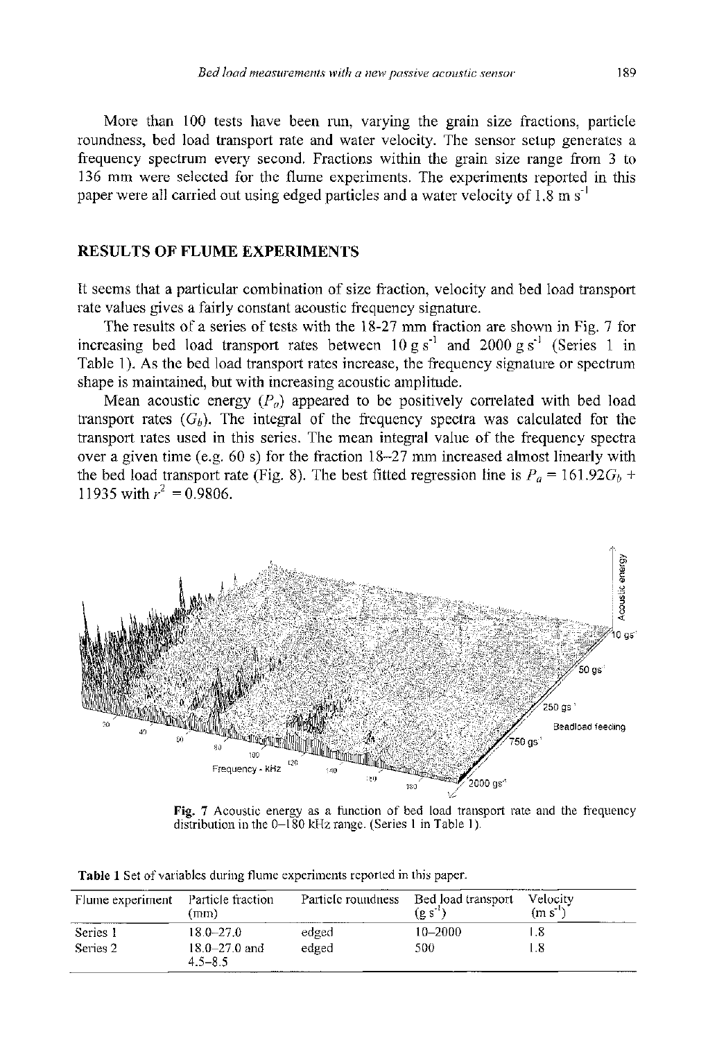More than 100 tests have been run, varying the grain size fractions, particle roundness, bed load transport rate and water velocity. The sensor setup generates a frequency spectrum every second. Fractions within the grain size range from 3 to 136 mm were selected for the flume experiments. The experiments reported in this paper were all carried out using edged particles and a water velocity of 1.8 m s$^{-1}$

## RESULTS OF FLUME EXPERIMENTS

It seems that a particular combination of size fraction, velocity and bed load transport rate values gives a fairly constant acoustic frequency signature.

The results of a series of tests with the 18-27 mm fraction are shown in Fig. 7 for increasing bed load transport rates between 10 g s$^{-1}$ and 2000 g s$^{-1}$ (Series 1 in Table 1). As the bed load transport rates increase, the frequency signature or spectrum shape is maintained, but with increasing acoustic amplitude.

Mean acoustic energy ($P_a$) appeared to be positively correlated with bed load transport rates ($G_b$). The integral of the frequency spectra was calculated for the transport rates used in this series. The mean integral value of the frequency spectra over a given time (e.g. 60 s) for the fraction 18–27 mm increased almost linearly with the bed load transport rate (Fig. 8). The best fitted regression line is $P_a = 161.92G_b + 11935$ with $r^2 = 0.9806$.

**Fig. 7** Acoustic energy as a function of bed load transport rate and the frequency distribution in the 0–180 kHz range. (Series 1 in Table 1).

**Table 1** Set of variables during flume experiments reported in this paper.

| Flume experiment | Particle fraction (mm) | Particle roundness | Bed load transport (g s$^{-1}$) | Velocity (m s$^{-1}$) |
|---|---|---|---|---|
| Series 1 | 18.0–27.0 | edged | 10–2000 | 1.8 |
| Series 2 | 18.0–27.0 and 4.5–8.5 | edged | 500 | 1.8 |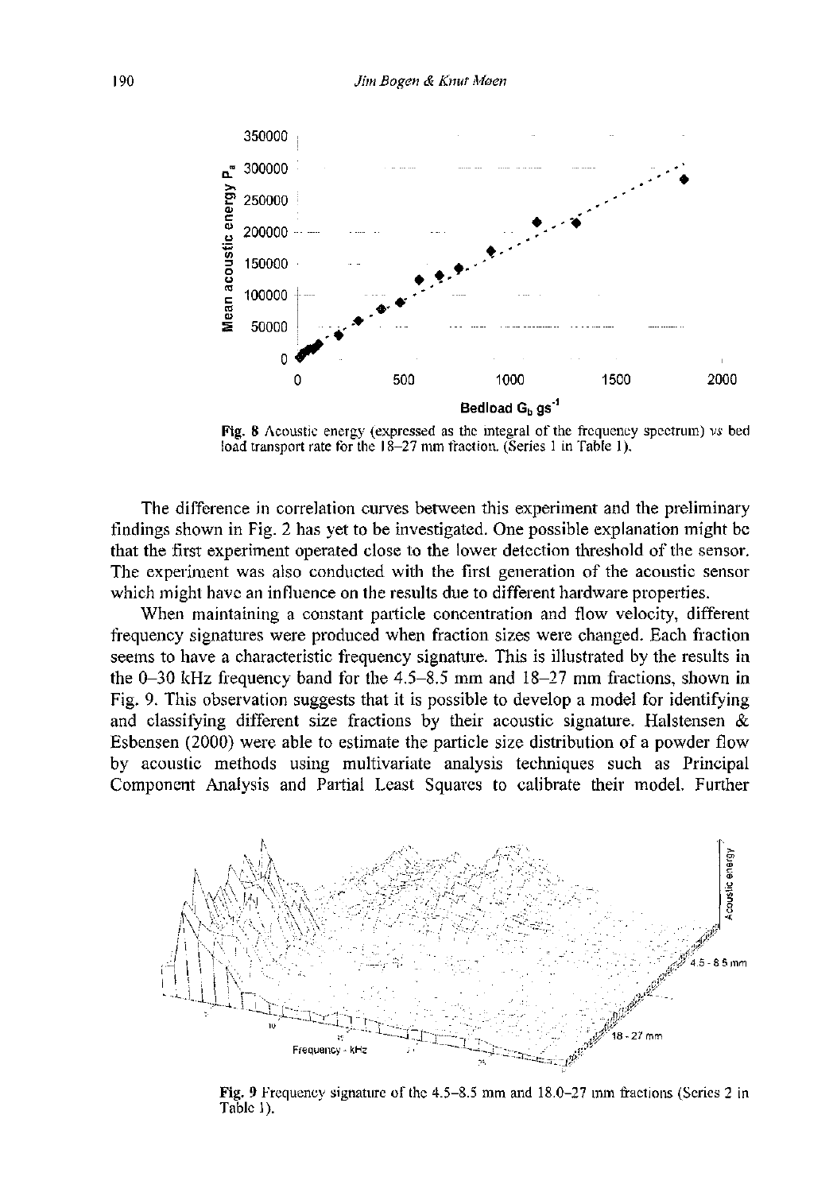**Fig. 8** Acoustic energy (expressed as the integral of the frequency spectrum) *vs* bed load transport rate for the 18–27 mm fraction. (Series 1 in Table 1).

The difference in correlation curves between this experiment and the preliminary findings shown in Fig. 2 has yet to be investigated. One possible explanation might be that the first experiment operated close to the lower detection threshold of the sensor. The experiment was also conducted with the first generation of the acoustic sensor which might have an influence on the results due to different hardware properties.

When maintaining a constant particle concentration and flow velocity, different frequency signatures were produced when fraction sizes were changed. Each fraction seems to have a characteristic frequency signature. This is illustrated by the results in the 0–30 kHz frequency band for the 4.5–8.5 mm and 18–27 mm fractions, shown in Fig. 9. This observation suggests that it is possible to develop a model for identifying and classifying different size fractions by their acoustic signature. Halstensen & Esbensen (2000) were able to estimate the particle size distribution of a powder flow by acoustic methods using multivariate analysis techniques such as Principal Component Analysis and Partial Least Squares to calibrate their model. Further

**Fig. 9** Frequency signature of the 4.5–8.5 mm and 18.0–27 mm fractions (Series 2 in Table 1).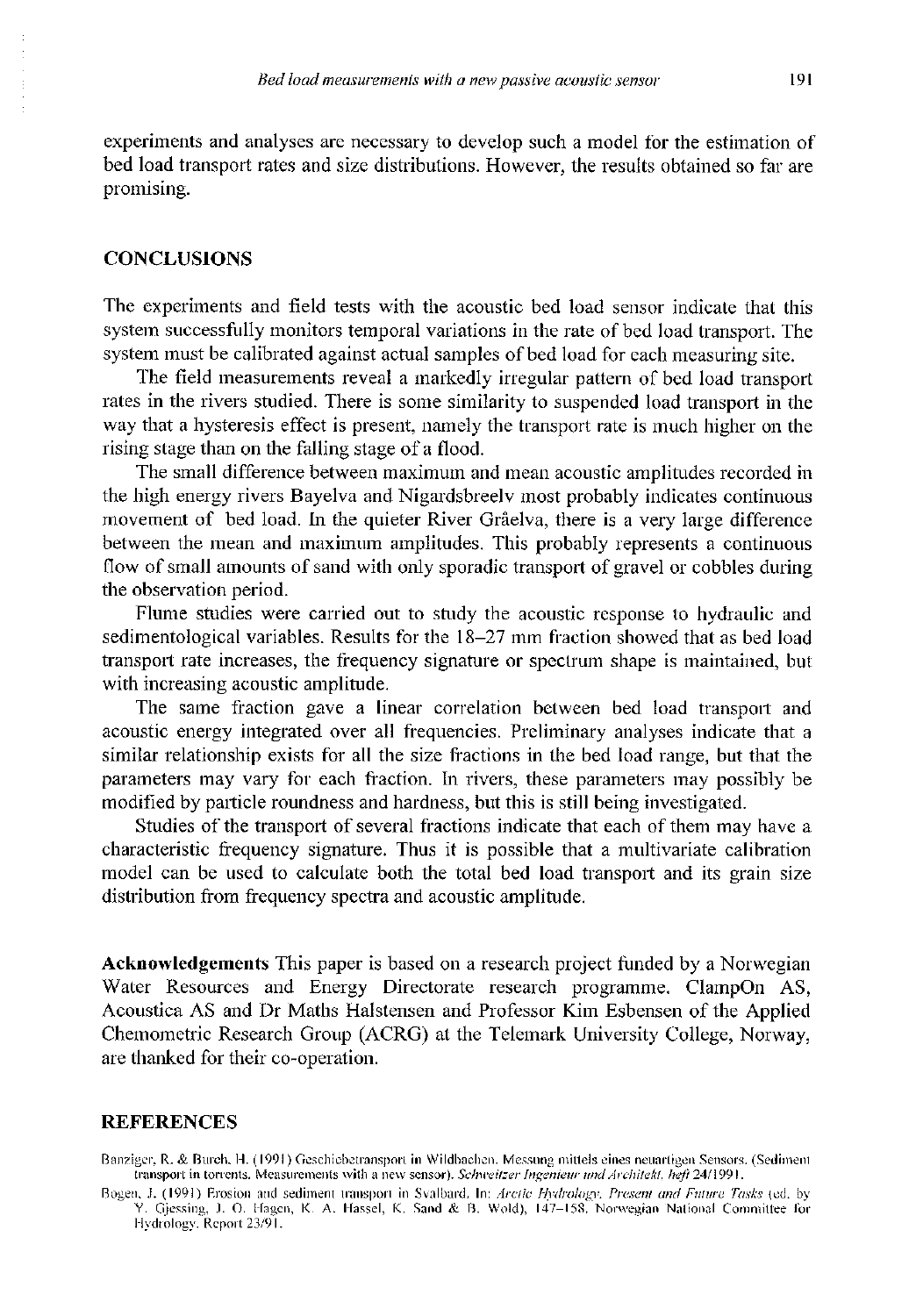experiments and analyses are necessary to develop such a model for the estimation of bed load transport rates and size distributions. However, the results obtained so far are promising.

## CONCLUSIONS

The experiments and field tests with the acoustic bed load sensor indicate that this system successfully monitors temporal variations in the rate of bed load transport. The system must be calibrated against actual samples of bed load for each measuring site.

The field measurements reveal a markedly irregular pattern of bed load transport rates in the rivers studied. There is some similarity to suspended load transport in the way that a hysteresis effect is present, namely the transport rate is much higher on the rising stage than on the falling stage of a flood.

The small difference between maximum and mean acoustic amplitudes recorded in the high energy rivers Bayelva and Nigardsbreelv most probably indicates continuous movement of bed load. In the quieter River Gråelva, there is a very large difference between the mean and maximum amplitudes. This probably represents a continuous flow of small amounts of sand with only sporadic transport of gravel or cobbles during the observation period.

Flume studies were carried out to study the acoustic response to hydraulic and sedimentological variables. Results for the 18–27 mm fraction showed that as bed load transport rate increases, the frequency signature or spectrum shape is maintained, but with increasing acoustic amplitude.

The same fraction gave a linear correlation between bed load transport and acoustic energy integrated over all frequencies. Preliminary analyses indicate that a similar relationship exists for all the size fractions in the bed load range, but that the parameters may vary for each fraction. In rivers, these parameters may possibly be modified by particle roundness and hardness, but this is still being investigated.

Studies of the transport of several fractions indicate that each of them may have a characteristic frequency signature. Thus it is possible that a multivariate calibration model can be used to calculate both the total bed load transport and its grain size distribution from frequency spectra and acoustic amplitude.

**Acknowledgements** This paper is based on a research project funded by a Norwegian Water Resources and Energy Directorate research programme. ClampOn AS, Acoustica AS and Dr Maths Halstensen and Professor Kim Esbensen of the Applied Chemometric Research Group (ACRG) at the Telemark University College, Norway, are thanked for their co-operation.

## REFERENCES

Banziger, R. & Burch, H. (1991) Geschiebetransport in Wildbachen. Messung mittels eines neuartigen Sensors. (Sediment transport in torrents. Measurements with a new sensor). *Schweitzer Ingenieur und Architekt, heft* 24/1991.

Bogen, J. (1991) Erosion and sediment transport in Svalbard. In: *Arctic Hydrology, Present and Future Tasks* (ed. by Y. Gjessing, J. O. Hagen, K. A. Hassel, K. Sand & B. Wold), 147–158. Norwegian National Committee for Hydrology, Report 23/91.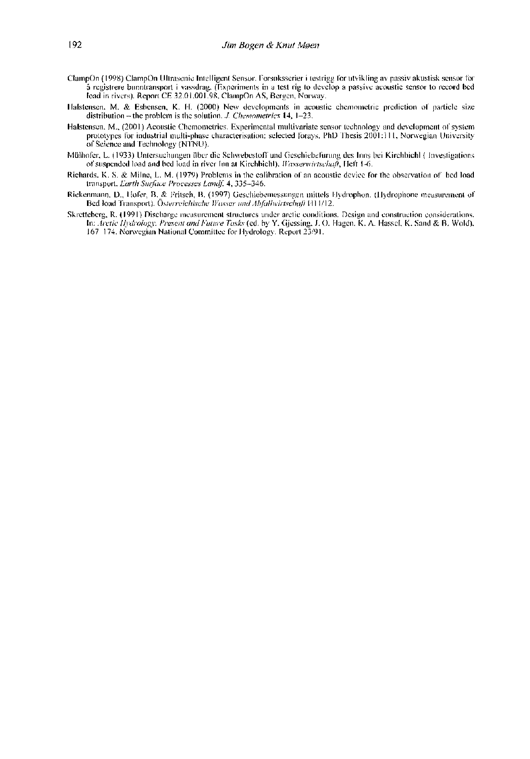ClampOn (1998) ClampOn Ultrasonic Intelligent Sensor. Forsoksserier i testrigg for utvikling av passiv akustisk sensor for å registrere bunntransport i vassdrag. (Experiments in a test rig to develop a passive acoustic sensor to record bed load in rivers). Report CE 32.01.001.98, ClampOn AS, Bergen, Norway.

Halstensen, M. & Esbensen, K. H. (2000) New developments in acoustic chemometric prediction of particle size distribution – the problem is the solution. *J. Chemometrics* **14**, 1–23.

Halstensen, M., (2001) Acoustic Chemometrics. Experimental multivariate sensor technology and development of system prototypes for industrial multi-phase characterisation: selected forays. PhD Thesis 2001:111, Norwegian University of Science and Technology (NTNU).

Mülhofer, L. (1933) Untersuchungen über die Schwebestoff und Geschiebeführung des Inns bei Kirchbichl ( Investigations of suspended load and bed load in river Inn at Kirchbichl). *Wasserwirtschaft*, Heft 1-6.

Richards, K. S. & Milne, L. M. (1979) Problems in the calibration of an acoustic device for the observation of bed load transport. *Earth Surface Processes Landf.* **4**, 335–346.

Rickenmann, D., Hofer, B. & Fritsch, B. (1997) Geschiebemessungen mittels Hydrophon. (Hydrophone measurement of Bed load Transport). *Österreichische Wasser und Abfallwirtschaft* H11/12.

Skretteberg, R. (1991) Discharge measurement structures under arctic conditions. Design and construction considerations. In: *Arctic Hydrology, Present and Future Tasks* (ed. by Y. Gjessing, J. O. Hagen, K. A. Hassel, K. Sand & B. Wold), 167–174. Norwegian National Committee for Hydrology. Report 23/91.